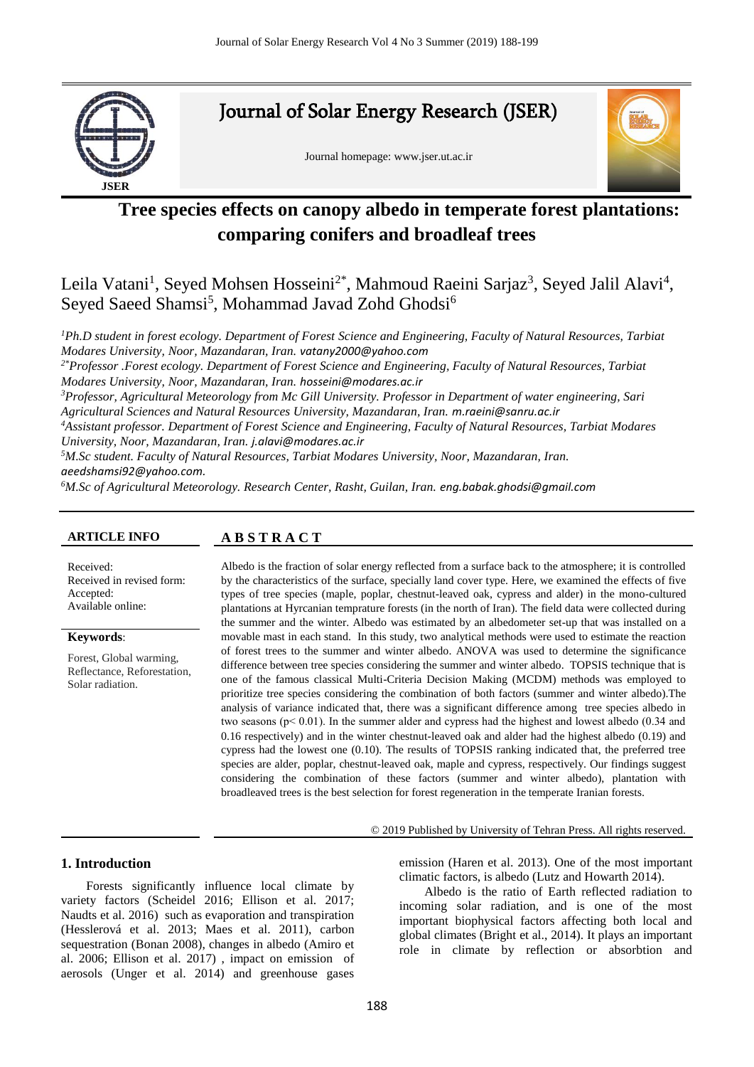Journal of Solar Energy Research (JSER)

Journal homepage: www.jser.ut.ac.ir

# Tree species effects on canopy albedo in temperate forest plantations: comparing conifers and broadleaf trees

Leila Vatani[1], Seyed Mohsen Hosseini[2*], Mahmoud Raeini Sarjaz[3], Seyed Jalil Alavi[4], Seyed Saeed Shamsi[5], Mohammad Javad Zohd Ghodsi[6]

*[1]Ph.D student in forest ecology. Department of Forest Science and Engineering, Faculty of Natural Resources, Tarbiat Modares University, Noor, Mazandaran, Iran.* vatany2000@yahoo.com

*[2*]Professor .Forest ecology. Department of Forest Science and Engineering, Faculty of Natural Resources, Tarbiat Modares University, Noor, Mazandaran, Iran.* hosseini@modares.ac.ir

*[3]Professor, Agricultural Meteorology from Mc Gill University. Professor in Department of water engineering, Sari Agricultural Sciences and Natural Resources University, Mazandaran, Iran.* m.raeini@sanru.ac.ir

*[4]Assistant professor. Department of Forest Science and Engineering, Faculty of Natural Resources, Tarbiat Modares University, Noor, Mazandaran, Iran.* j.alavi@modares.ac.ir

*[5]M.Sc student. Faculty of Natural Resources, Tarbiat Modares University, Noor, Mazandaran, Iran.* aeedshamsi92@yahoo.com.

*[6]M.Sc of Agricultural Meteorology. Research Center, Rasht, Guilan, Iran.* eng.babak.ghodsi@gmail.com

**ARTICLE INFO**

Received:
Received in revised form:
Accepted:
Available online:

**Keywords**:

Forest, Global warming, Reflectance, Reforestation, Solar radiation.

**A B S T R A C T**

Albedo is the fraction of solar energy reflected from a surface back to the atmosphere; it is controlled by the characteristics of the surface, specially land cover type. Here, we examined the effects of five types of tree species (maple, poplar, chestnut-leaved oak, cypress and alder) in the mono-cultured plantations at Hyrcanian temprature forests (in the north of Iran). The field data were collected during the summer and the winter. Albedo was estimated by an albedometer set-up that was installed on a movable mast in each stand. In this study, two analytical methods were used to estimate the reaction of forest trees to the summer and winter albedo. ANOVA was used to determine the significance difference between tree species considering the summer and winter albedo. TOPSIS technique that is one of the famous classical Multi-Criteria Decision Making (MCDM) methods was employed to prioritize tree species considering the combination of both factors (summer and winter albedo).The analysis of variance indicated that, there was a significant difference among tree species albedo in two seasons ($p < 0.01$). In the summer alder and cypress had the highest and lowest albedo (0.34 and 0.16 respectively) and in the winter chestnut-leaved oak and alder had the highest albedo (0.19) and cypress had the lowest one (0.10). The results of TOPSIS ranking indicated that, the preferred tree species are alder, poplar, chestnut-leaved oak, maple and cypress, respectively. Our findings suggest considering the combination of these factors (summer and winter albedo), plantation with broadleaved trees is the best selection for forest regeneration in the temperate Iranian forests.

© 2019 Published by University of Tehran Press. All rights reserved.

## 1. Introduction

Forests significantly influence local climate by variety factors (Scheidel 2016; Ellison et al. 2017; Naudts et al. 2016) such as evaporation and transpiration (Hesslerová et al. 2013; Maes et al. 2011), carbon sequestration (Bonan 2008), changes in albedo (Amiro et al. 2006; Ellison et al. 2017) , impact on emission of aerosols (Unger et al. 2014) and greenhouse gases emission (Haren et al. 2013). One of the most important climatic factors, is albedo (Lutz and Howarth 2014).

Albedo is the ratio of Earth reflected radiation to incoming solar radiation, and is one of the most important biophysical factors affecting both local and global climates (Bright et al., 2014). It plays an important role in climate by reflection or absorbtion and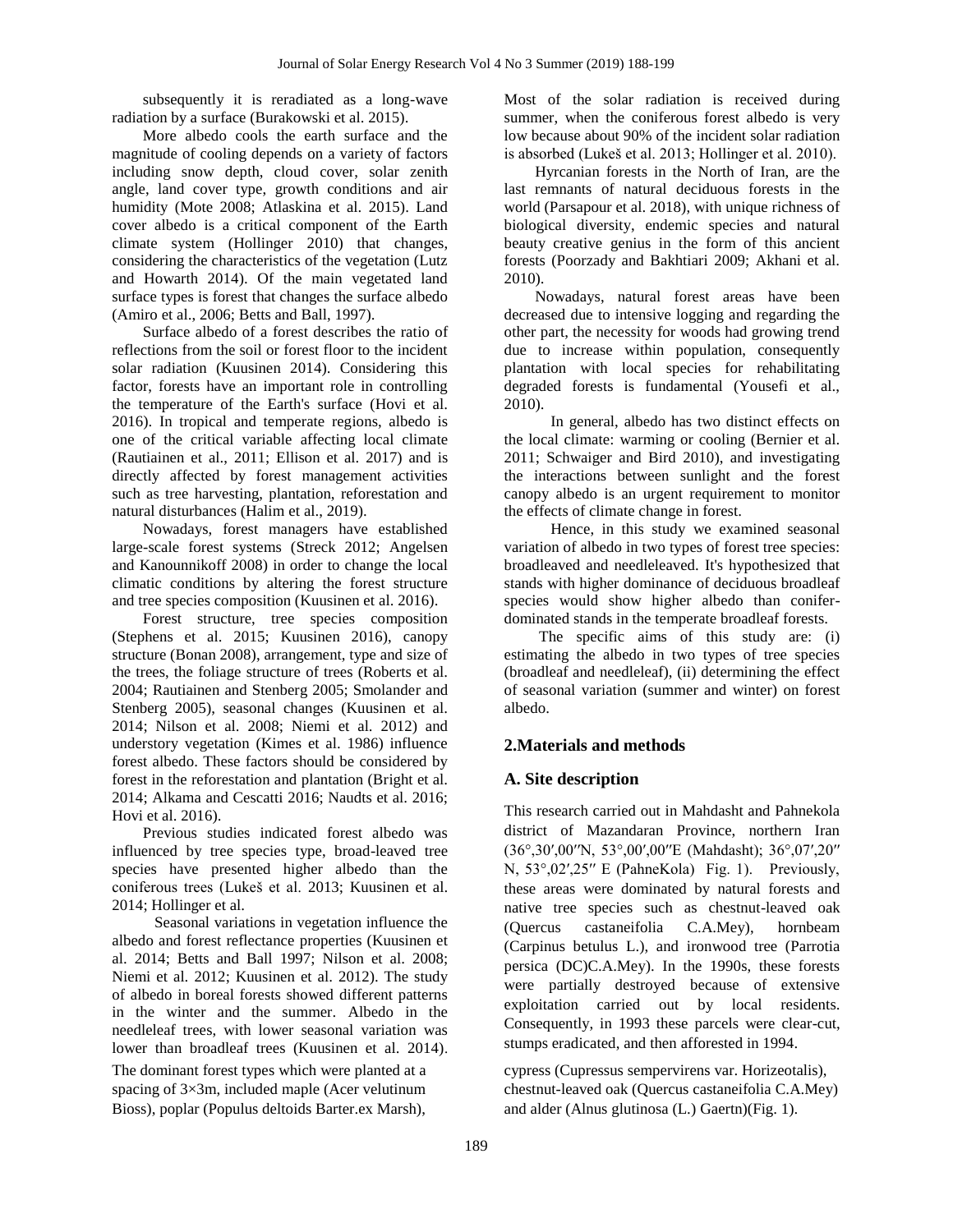subsequently it is reradiated as a long-wave radiation by a surface (Burakowski et al. 2015).

More albedo cools the earth surface and the magnitude of cooling depends on a variety of factors including snow depth, cloud cover, solar zenith angle, land cover type, growth conditions and air humidity (Mote 2008; Atlaskina et al. 2015). Land cover albedo is a critical component of the Earth climate system (Hollinger 2010) that changes, considering the characteristics of the vegetation (Lutz and Howarth 2014). Of the main vegetated land surface types is forest that changes the surface albedo (Amiro et al., 2006; Betts and Ball, 1997).

Surface albedo of a forest describes the ratio of reflections from the soil or forest floor to the incident solar radiation (Kuusinen 2014). Considering this factor, forests have an important role in controlling the temperature of the Earth's surface (Hovi et al. 2016). In tropical and temperate regions, albedo is one of the critical variable affecting local climate (Rautiainen et al., 2011; Ellison et al. 2017) and is directly affected by forest management activities such as tree harvesting, plantation, reforestation and natural disturbances (Halim et al., 2019).

Nowadays, forest managers have established large-scale forest systems (Streck 2012; Angelsen and Kanounnikoff 2008) in order to change the local climatic conditions by altering the forest structure and tree species composition (Kuusinen et al. 2016).

Forest structure, tree species composition (Stephens et al. 2015; Kuusinen 2016), canopy structure (Bonan 2008), arrangement, type and size of the trees, the foliage structure of trees (Roberts et al. 2004; Rautiainen and Stenberg 2005; Smolander and Stenberg 2005), seasonal changes (Kuusinen et al. 2014; Nilson et al. 2008; Niemi et al. 2012) and understory vegetation (Kimes et al. 1986) influence forest albedo. These factors should be considered by forest in the reforestation and plantation (Bright et al. 2014; Alkama and Cescatti 2016; Naudts et al. 2016; Hovi et al. 2016).

Previous studies indicated forest albedo was influenced by tree species type, broad-leaved tree species have presented higher albedo than the coniferous trees (Lukeš et al. 2013; Kuusinen et al. 2014; Hollinger et al.

Seasonal variations in vegetation influence the albedo and forest reflectance properties (Kuusinen et al. 2014; Betts and Ball 1997; Nilson et al. 2008; Niemi et al. 2012; Kuusinen et al. 2012). The study of albedo in boreal forests showed different patterns in the winter and the summer. Albedo in the needleleaf trees, with lower seasonal variation was lower than broadleaf trees (Kuusinen et al. 2014). Most of the solar radiation is received during summer, when the coniferous forest albedo is very low because about 90% of the incident solar radiation is absorbed (Lukeš et al. 2013; Hollinger et al. 2010).

Hyrcanian forests in the North of Iran, are the last remnants of natural deciduous forests in the world (Parsapour et al. 2018), with unique richness of biological diversity, endemic species and natural beauty creative genius in the form of this ancient forests (Poorzady and Bakhtiari 2009; Akhani et al. 2010).

Nowadays, natural forest areas have been decreased due to intensive logging and regarding the other part, the necessity for woods had growing trend due to increase within population, consequently plantation with local species for rehabilitating degraded forests is fundamental (Yousefi et al., 2010).

In general, albedo has two distinct effects on the local climate: warming or cooling (Bernier et al. 2011; Schwaiger and Bird 2010), and investigating the interactions between sunlight and the forest canopy albedo is an urgent requirement to monitor the effects of climate change in forest.

Hence, in this study we examined seasonal variation of albedo in two types of forest tree species: broadleaved and needleleaved. It's hypothesized that stands with higher dominance of deciduous broadleaf species would show higher albedo than conifer-dominated stands in the temperate broadleaf forests.

The specific aims of this study are: (i) estimating the albedo in two types of tree species (broadleaf and needleleaf), (ii) determining the effect of seasonal variation (summer and winter) on forest albedo.

## 2.Materials and methods

### A. Site description

This research carried out in Mahdasht and Pahnekola district of Mazandaran Province, northern Iran (36°,30′,00″N, 53°,00′,00″E (Mahdasht); 36°,07′,20″ N, 53°,02′,25″ E (PahneKola) Fig. 1). Previously, these areas were dominated by natural forests and native tree species such as chestnut-leaved oak (Quercus castaneifolia C.A.Mey), hornbeam (Carpinus betulus L.), and ironwood tree (Parrotia persica (DC)C.A.Mey). In the 1990s, these forests were partially destroyed because of extensive exploitation carried out by local residents. Consequently, in 1993 these parcels were clear-cut, stumps eradicated, and then afforested in 1994. The dominant forest types which were planted at a spacing of 3×3m, included maple (Acer velutinum Bioss), poplar (Populus deltoids Barter.ex Marsh), cypress (Cupressus sempervirens var. Horizeotalis), chestnut-leaved oak (Quercus castaneifolia C.A.Mey) and alder (Alnus glutinosa (L.) Gaertn)(Fig. 1).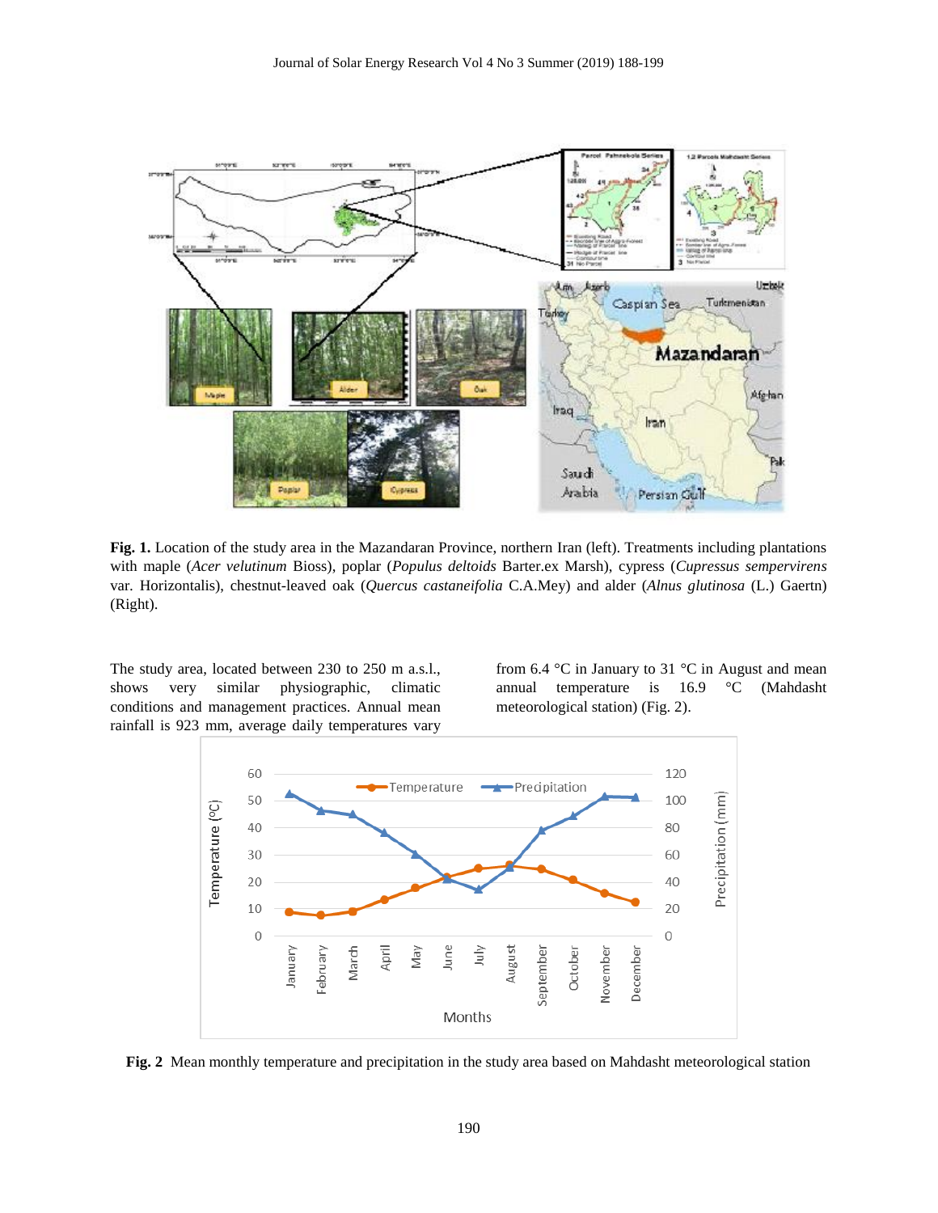**Fig. 1.** Location of the study area in the Mazandaran Province, northern Iran (left). Treatments including plantations with maple (*Acer velutinum* Bioss), poplar (*Populus deltoids* Barter.ex Marsh), cypress (*Cupressus sempervirens* var. Horizontalis), chestnut-leaved oak (*Quercus castaneifolia* C.A.Mey) and alder (*Alnus glutinosa* (L.) Gaertn) (Right).

The study area, located between 230 to 250 m a.s.l., shows very similar physiographic, climatic conditions and management practices. Annual mean rainfall is 923 mm, average daily temperatures vary from 6.4 °C in January to 31 °C in August and mean annual temperature is 16.9 °C (Mahdasht meteorological station) (Fig. 2).

**Fig. 2** Mean monthly temperature and precipitation in the study area based on Mahdasht meteorological station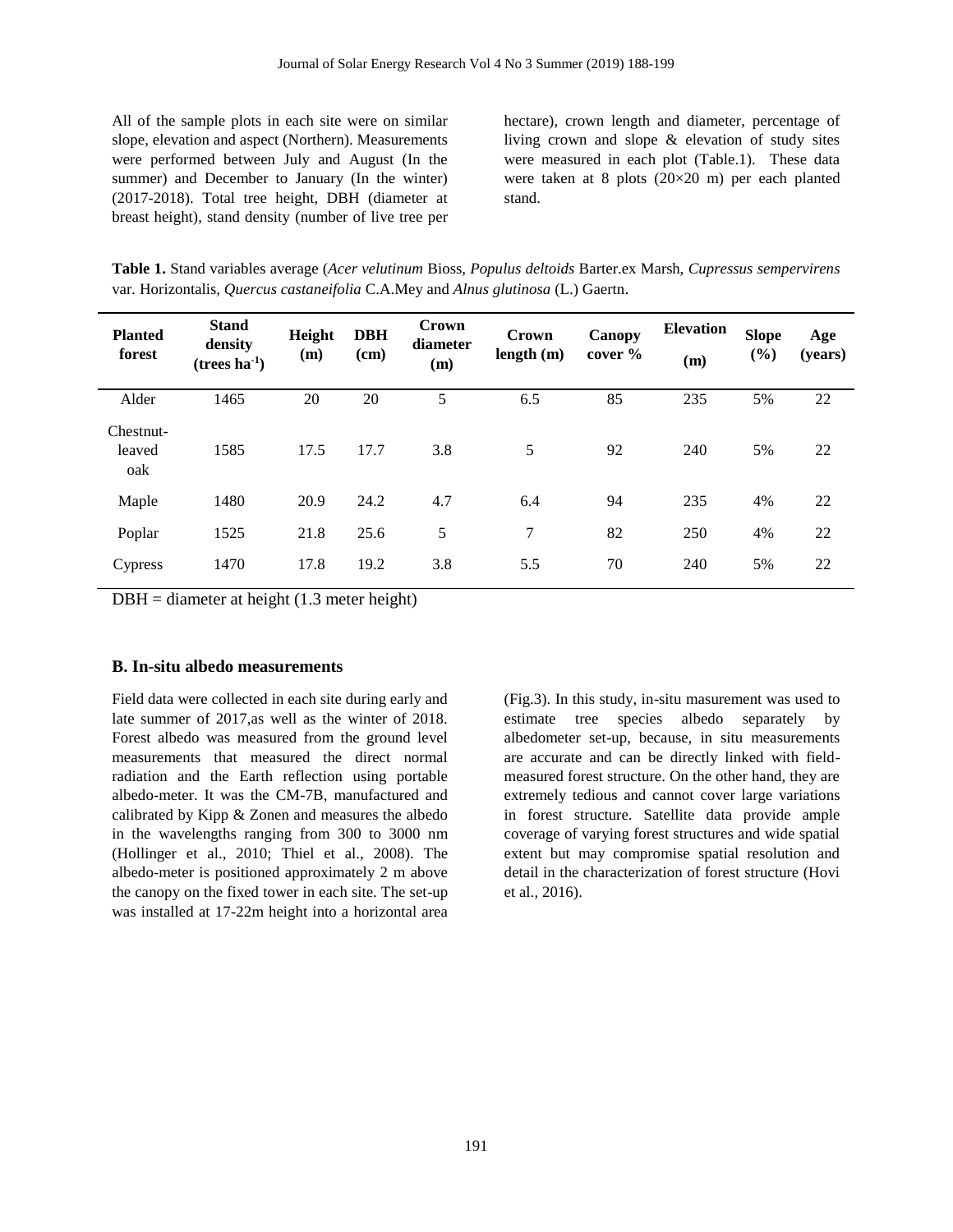All of the sample plots in each site were on similar slope, elevation and aspect (Northern). Measurements were performed between July and August (In the summer) and December to January (In the winter) (2017-2018). Total tree height, DBH (diameter at breast height), stand density (number of live tree per hectare), crown length and diameter, percentage of living crown and slope & elevation of study sites were measured in each plot (Table.1). These data were taken at 8 plots (20×20 m) per each planted stand.

**Table 1.** Stand variables average (*Acer velutinum* Bioss, *Populus deltoids* Barter.ex Marsh, *Cupressus sempervirens* var. Horizontalis, *Quercus castaneifolia* C.A.Mey and *Alnus glutinosa* (L.) Gaertn.

| Planted forest | Stand density (trees $ha^{-1}$) | Height (m) | DBH (cm) | Crown diameter (m) | Crown length (m) | Canopy cover % | Elevation (m) | Slope (%) | Age (years) |
|---|---|---|---|---|---|---|---|---|---|
| Alder | 1465 | 20 | 20 | 5 | 6.5 | 85 | 235 | 5% | 22 |
| Chestnut-leaved oak | 1585 | 17.5 | 17.7 | 3.8 | 5 | 92 | 240 | 5% | 22 |
| Maple | 1480 | 20.9 | 24.2 | 4.7 | 6.4 | 94 | 235 | 4% | 22 |
| Poplar | 1525 | 21.8 | 25.6 | 5 | 7 | 82 | 250 | 4% | 22 |
| Cypress | 1470 | 17.8 | 19.2 | 3.8 | 5.5 | 70 | 240 | 5% | 22 |

DBH = diameter at height (1.3 meter height)

### B. In-situ albedo measurements

Field data were collected in each site during early and late summer of 2017,as well as the winter of 2018. Forest albedo was measured from the ground level measurements that measured the direct normal radiation and the Earth reflection using portable albedo-meter. It was the CM-7B, manufactured and calibrated by Kipp & Zonen and measures the albedo in the wavelengths ranging from 300 to 3000 nm (Hollinger et al., 2010; Thiel et al., 2008). The albedo-meter is positioned approximately 2 m above the canopy on the fixed tower in each site. The set-up was installed at 17-22m height into a horizontal area (Fig.3). In this study, in-situ masurement was used to estimate tree species albedo separately by albedometer set-up, because, in situ measurements are accurate and can be directly linked with field-measured forest structure. On the other hand, they are extremely tedious and cannot cover large variations in forest structure. Satellite data provide ample coverage of varying forest structures and wide spatial extent but may compromise spatial resolution and detail in the characterization of forest structure (Hovi et al., 2016).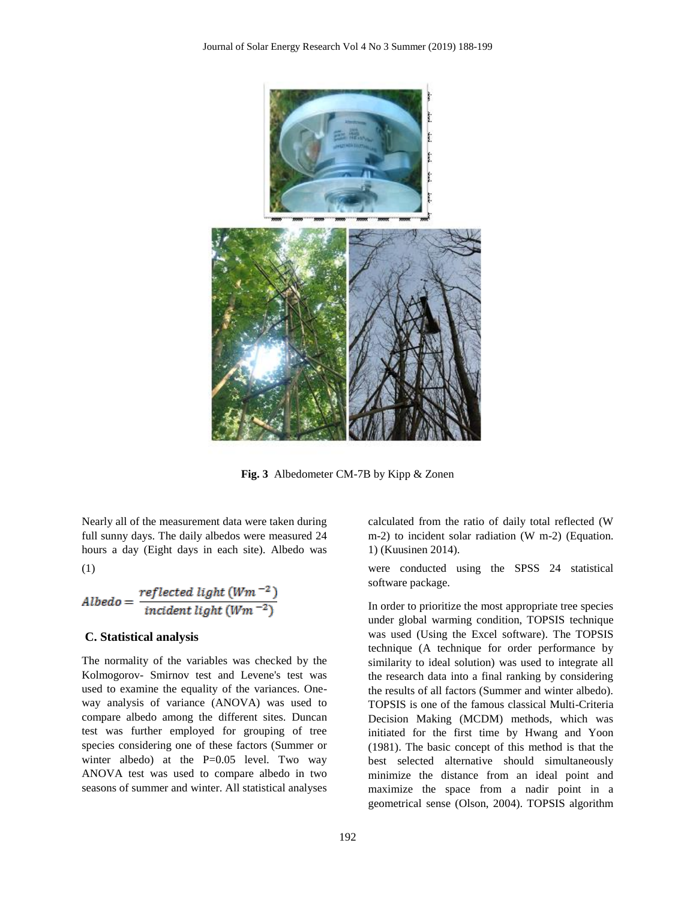**Fig. 3** Albedometer CM-7B by Kipp & Zonen

Nearly all of the measurement data were taken during full sunny days. The daily albedos were measured 24 hours a day (Eight days in each site). Albedo was calculated from the ratio of daily total reflected (W m-2) to incident solar radiation (W m-2) (Equation. 1) (Kuusinen 2014).

(1)

$$Albedo = \frac{reflected\ light\ (Wm^{-2})}{incident\ light\ (Wm^{-2})}$$

### C. Statistical analysis

The normality of the variables was checked by the Kolmogorov- Smirnov test and Levene's test was used to examine the equality of the variances. One-way analysis of variance (ANOVA) was used to compare albedo among the different sites. Duncan test was further employed for grouping of tree species considering one of these factors (Summer or winter albedo) at the P=0.05 level. Two way ANOVA test was used to compare albedo in two seasons of summer and winter. All statistical analyses were conducted using the SPSS 24 statistical software package.

In order to prioritize the most appropriate tree species under global warming condition, TOPSIS technique was used (Using the Excel software). The TOPSIS technique (A technique for order performance by similarity to ideal solution) was used to integrate all the research data into a final ranking by considering the results of all factors (Summer and winter albedo). TOPSIS is one of the famous classical Multi-Criteria Decision Making (MCDM) methods, which was initiated for the first time by Hwang and Yoon (1981). The basic concept of this method is that the best selected alternative should simultaneously minimize the distance from an ideal point and maximize the space from a nadir point in a geometrical sense (Olson, 2004). TOPSIS algorithm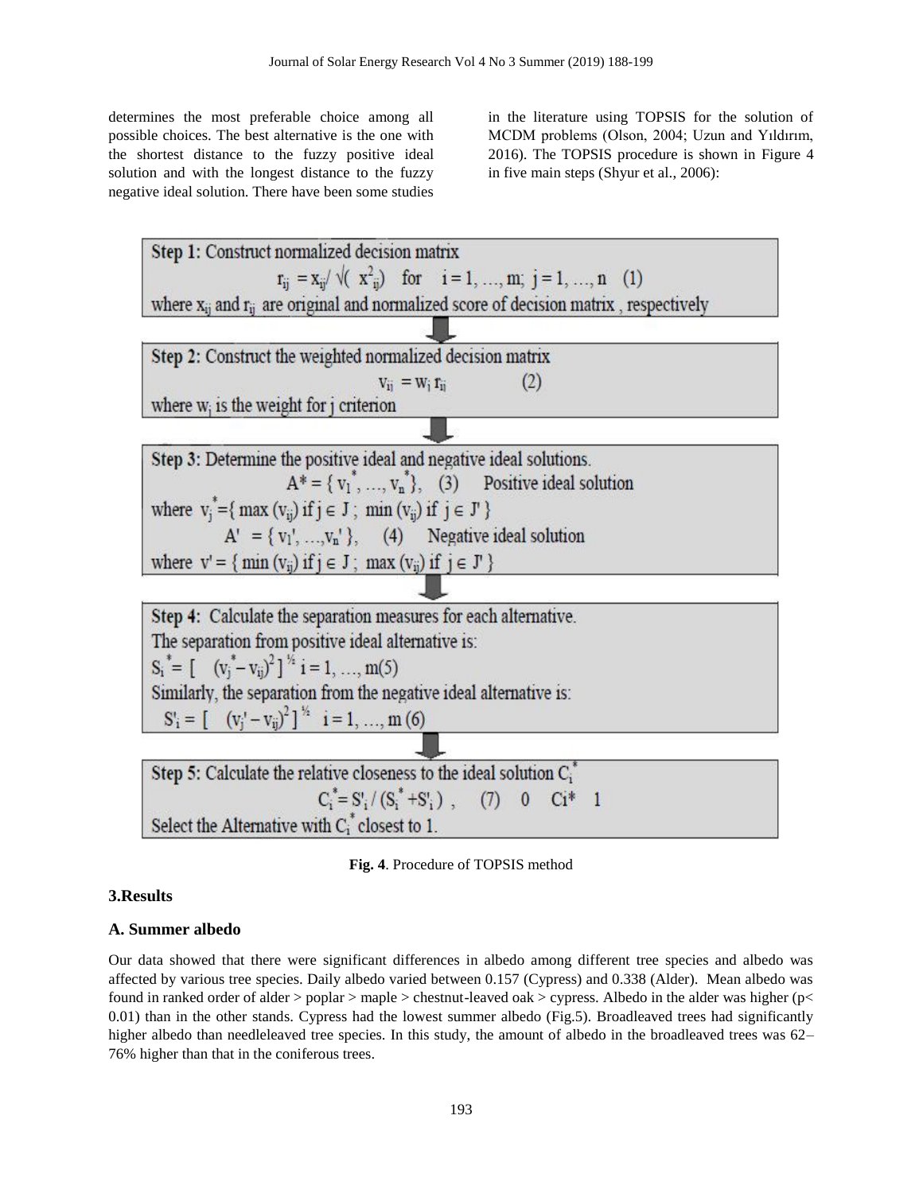determines the most preferable choice among all possible choices. The best alternative is the one with the shortest distance to the fuzzy positive ideal solution and with the longest distance to the fuzzy negative ideal solution. There have been some studies in the literature using TOPSIS for the solution of MCDM problems (Olson, 2004; Uzun and Yıldırım, 2016). The TOPSIS procedure is shown in Figure 4 in five main steps (Shyur et al., 2006):

**Step 1:** Construct normalized decision matrix

$$r_{ij} = x_{ij} / \sqrt{(x^2_{ij})} \quad \text{for} \quad i = 1, \ldots, m; \; j = 1, \ldots, n \quad (1)$$

where $x_{ij}$ and $r_{ij}$ are original and normalized score of decision matrix, respectively

**Step 2:** Construct the weighted normalized decision matrix

$$v_{ij} = w_j \, r_{ij} \qquad (2)$$

where $w_j$ is the weight for j criterion

**Step 3:** Determine the positive ideal and negative ideal solutions.

$$A^* = \{ v_1^*, \ldots, v_n^* \}, \quad (3) \quad \text{Positive ideal solution}$$

where $v_j^* = \{ \max (v_{ij}) \text{ if } j \in J ; \; \min (v_{ij}) \text{ if } j \in J' \}$

$$A' = \{ v_1', \ldots, v_n' \}, \quad (4) \quad \text{Negative ideal solution}$$

where $v' = \{ \min (v_{ij}) \text{ if } j \in J ; \; \max (v_{ij}) \text{ if } j \in J' \}$

**Step 4:** Calculate the separation measures for each alternative.

The separation from positive ideal alternative is:

$$S_i^* = [ \; (v_j^* - v_{ij})^2 ]^{1/2} \quad i = 1, \ldots, m \; (5)$$

Similarly, the separation from the negative ideal alternative is:

$$S_i' = [ \; (v_j' - v_{ij})^2 ]^{1/2} \quad i = 1, \ldots, m \; (6)$$

**Step 5:** Calculate the relative closeness to the ideal solution $C_i^*$

$$C_i^* = S_i' / (S_i^* + S_i'), \quad (7) \quad 0 \quad C_i^* \quad 1$$

Select the Alternative with $C_i^*$ closest to 1.

**Fig. 4**. Procedure of TOPSIS method

## 3.Results

### A. Summer albedo

Our data showed that there were significant differences in albedo among different tree species and albedo was affected by various tree species. Daily albedo varied between 0.157 (Cypress) and 0.338 (Alder). Mean albedo was found in ranked order of alder > poplar > maple > chestnut-leaved oak > cypress. Albedo in the alder was higher ($p< 0.01$) than in the other stands. Cypress had the lowest summer albedo (Fig.5). Broadleaved trees had significantly higher albedo than needleleaved tree species. In this study, the amount of albedo in the broadleaved trees was 62–76% higher than that in the coniferous trees.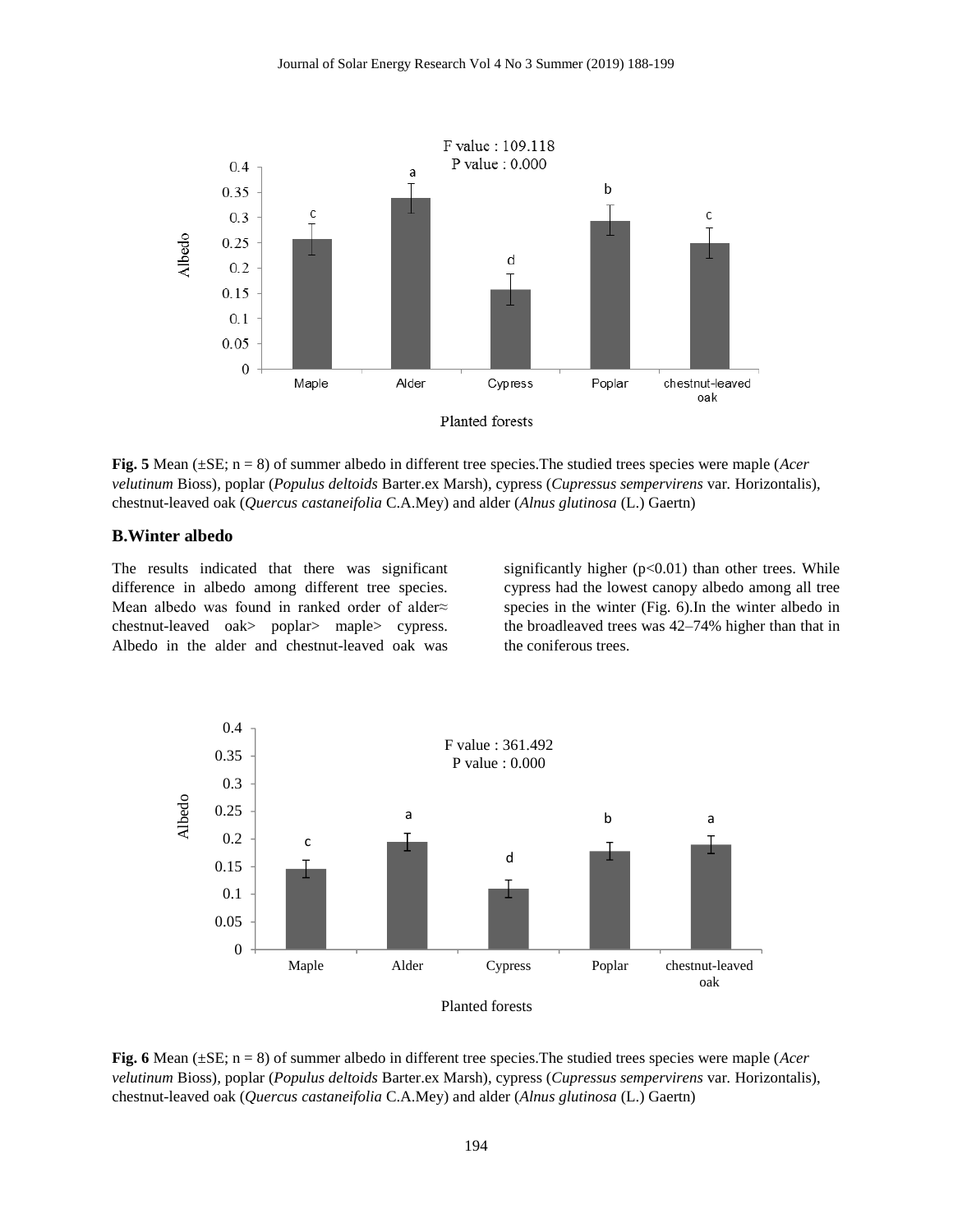**Fig. 5** Mean (±SE; n = 8) of summer albedo in different tree species.The studied trees species were maple (*Acer velutinum* Bioss), poplar (*Populus deltoids* Barter.ex Marsh), cypress (*Cupressus sempervirens* var. Horizontalis), chestnut-leaved oak (*Quercus castaneifolia* C.A.Mey) and alder (*Alnus glutinosa* (L.) Gaertn)

## B.Winter albedo

The results indicated that there was significant difference in albedo among different tree species. Mean albedo was found in ranked order of alder≈ chestnut-leaved oak> poplar> maple> cypress. Albedo in the alder and chestnut-leaved oak was significantly higher ($p<0.01$) than other trees. While cypress had the lowest canopy albedo among all tree species in the winter (Fig. 6).In the winter albedo in the broadleaved trees was 42–74% higher than that in the coniferous trees.

**Fig. 6** Mean (±SE; n = 8) of summer albedo in different tree species.The studied trees species were maple (*Acer velutinum* Bioss), poplar (*Populus deltoids* Barter.ex Marsh), cypress (*Cupressus sempervirens* var. Horizontalis), chestnut-leaved oak (*Quercus castaneifolia* C.A.Mey) and alder (*Alnus glutinosa* (L.) Gaertn)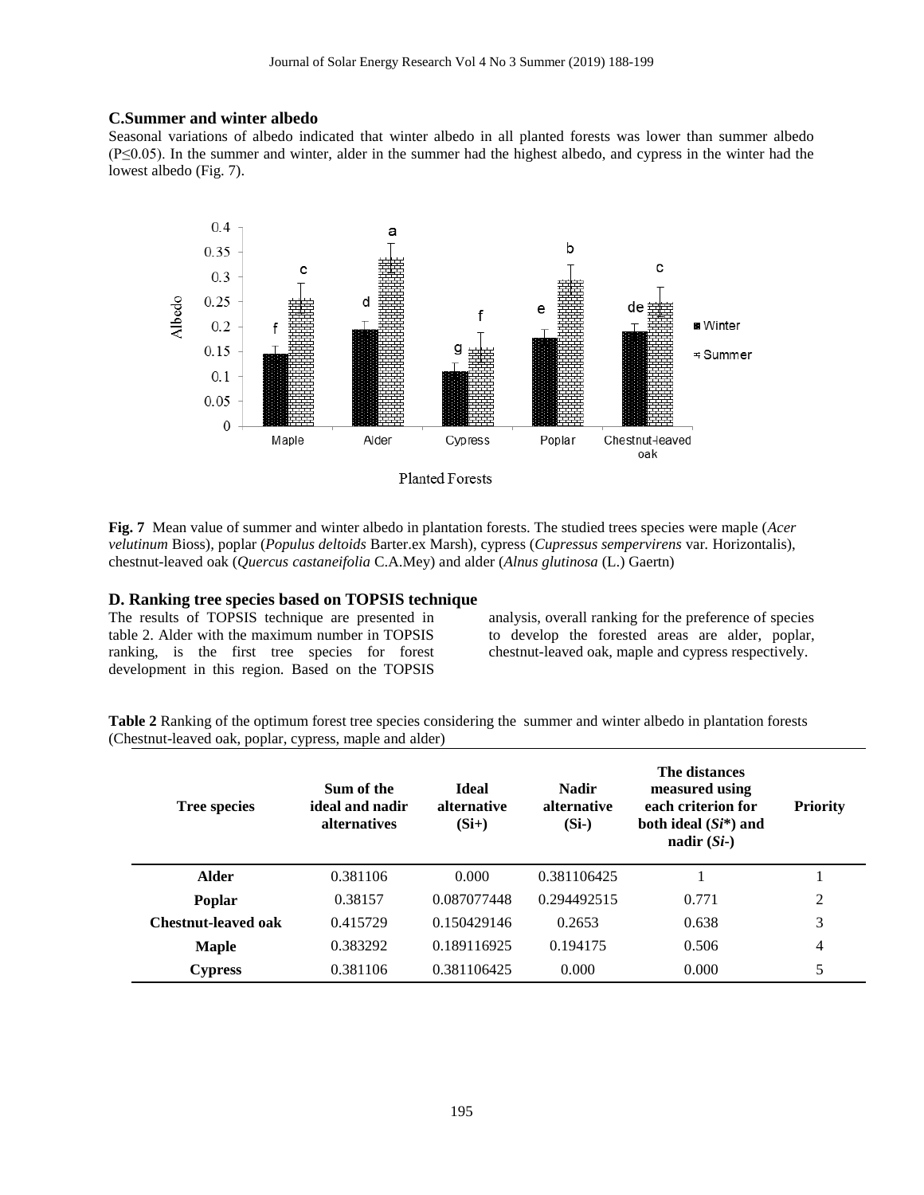### C. Summer and winter albedo

Seasonal variations of albedo indicated that winter albedo in all planted forests was lower than summer albedo ($P \leq 0.05$). In the summer and winter, alder in the summer had the highest albedo, and cypress in the winter had the lowest albedo (Fig. 7).

**Fig. 7** Mean value of summer and winter albedo in plantation forests. The studied trees species were maple (*Acer velutinum* Bioss), poplar (*Populus deltoids* Barter.ex Marsh), cypress (*Cupressus sempervirens* var. Horizontalis), chestnut-leaved oak (*Quercus castaneifolia* C.A.Mey) and alder (*Alnus glutinosa* (L.) Gaertn)

### D. Ranking tree species based on TOPSIS technique

The results of TOPSIS technique are presented in table 2. Alder with the maximum number in TOPSIS ranking, is the first tree species for forest development in this region. Based on the TOPSIS analysis, overall ranking for the preference of species to develop the forested areas are alder, poplar, chestnut-leaved oak, maple and cypress respectively.

**Table 2** Ranking of the optimum forest tree species considering the summer and winter albedo in plantation forests (Chestnut-leaved oak, poplar, cypress, maple and alder)

| Tree species | Sum of the ideal and nadir alternatives | Ideal alternative (Si+) | Nadir alternative (Si-) | The distances measured using each criterion for both ideal (*Si*\*) and nadir (*Si-*) | Priority |
|---|---|---|---|---|---|
| **Alder** | 0.381106 | 0.000 | 0.381106425 | 1 | 1 |
| **Poplar** | 0.38157 | 0.087077448 | 0.294492515 | 0.771 | 2 |
| **Chestnut-leaved oak** | 0.415729 | 0.150429146 | 0.2653 | 0.638 | 3 |
| **Maple** | 0.383292 | 0.189116925 | 0.194175 | 0.506 | 4 |
| **Cypress** | 0.381106 | 0.381106425 | 0.000 | 0.000 | 5 |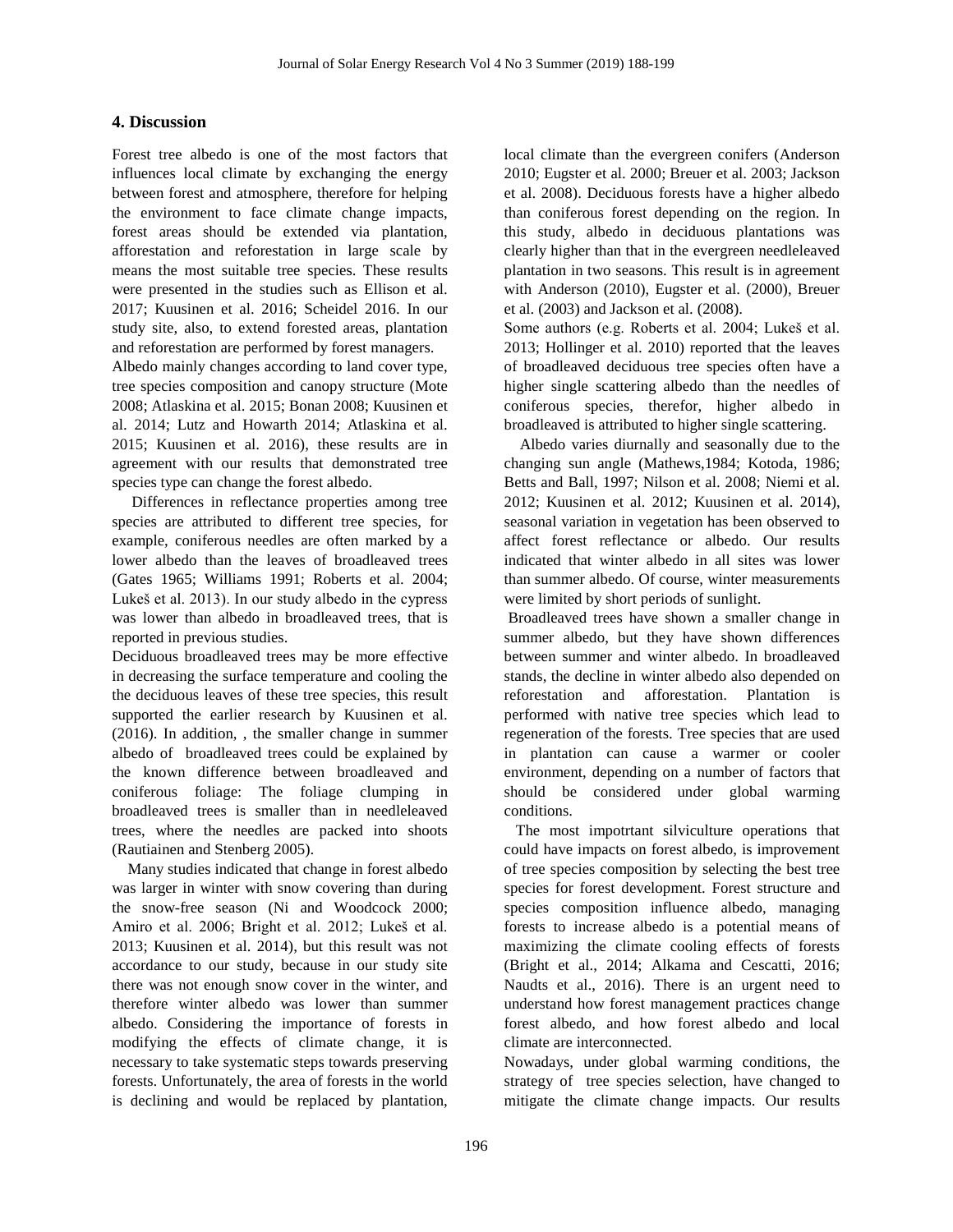## 4. Discussion

Forest tree albedo is one of the most factors that influences local climate by exchanging the energy between forest and atmosphere, therefore for helping the environment to face climate change impacts, forest areas should be extended via plantation, afforestation and reforestation in large scale by means the most suitable tree species. These results were presented in the studies such as Ellison et al. 2017; Kuusinen et al. 2016; Scheidel 2016. In our study site, also, to extend forested areas, plantation and reforestation are performed by forest managers.

Albedo mainly changes according to land cover type, tree species composition and canopy structure (Mote 2008; Atlaskina et al. 2015; Bonan 2008; Kuusinen et al. 2014; Lutz and Howarth 2014; Atlaskina et al. 2015; Kuusinen et al. 2016), these results are in agreement with our results that demonstrated tree species type can change the forest albedo.

Differences in reflectance properties among tree species are attributed to different tree species, for example, coniferous needles are often marked by a lower albedo than the leaves of broadleaved trees (Gates 1965; Williams 1991; Roberts et al. 2004; Lukeš et al. 2013). In our study albedo in the cypress was lower than albedo in broadleaved trees, that is reported in previous studies.

Deciduous broadleaved trees may be more effective in decreasing the surface temperature and cooling the the deciduous leaves of these tree species, this result supported the earlier research by Kuusinen et al. (2016). In addition, , the smaller change in summer albedo of broadleaved trees could be explained by the known difference between broadleaved and coniferous foliage: The foliage clumping in broadleaved trees is smaller than in needleleaved trees, where the needles are packed into shoots (Rautiainen and Stenberg 2005).

Many studies indicated that change in forest albedo was larger in winter with snow covering than during the snow-free season (Ni and Woodcock 2000; Amiro et al. 2006; Bright et al. 2012; Lukeš et al. 2013; Kuusinen et al. 2014), but this result was not accordance to our study, because in our study site there was not enough snow cover in the winter, and therefore winter albedo was lower than summer albedo. Considering the importance of forests in modifying the effects of climate change, it is necessary to take systematic steps towards preserving forests. Unfortunately, the area of forests in the world is declining and would be replaced by plantation, local climate than the evergreen conifers (Anderson 2010; Eugster et al. 2000; Breuer et al. 2003; Jackson et al. 2008). Deciduous forests have a higher albedo than coniferous forest depending on the region. In this study, albedo in deciduous plantations was clearly higher than that in the evergreen needleleaved plantation in two seasons. This result is in agreement with Anderson (2010), Eugster et al. (2000), Breuer et al. (2003) and Jackson et al. (2008).

Some authors (e.g. Roberts et al. 2004; Lukeš et al. 2013; Hollinger et al. 2010) reported that the leaves of broadleaved deciduous tree species often have a higher single scattering albedo than the needles of coniferous species, therefor, higher albedo in broadleaved is attributed to higher single scattering.

Albedo varies diurnally and seasonally due to the changing sun angle (Mathews,1984; Kotoda, 1986; Betts and Ball, 1997; Nilson et al. 2008; Niemi et al. 2012; Kuusinen et al. 2012; Kuusinen et al. 2014), seasonal variation in vegetation has been observed to affect forest reflectance or albedo. Our results indicated that winter albedo in all sites was lower than summer albedo. Of course, winter measurements were limited by short periods of sunlight.

Broadleaved trees have shown a smaller change in summer albedo, but they have shown differences between summer and winter albedo. In broadleaved stands, the decline in winter albedo also depended on reforestation and afforestation. Plantation is performed with native tree species which lead to regeneration of the forests. Tree species that are used in plantation can cause a warmer or cooler environment, depending on a number of factors that should be considered under global warming conditions.

The most impotrtant silviculture operations that could have impacts on forest albedo, is improvement of tree species composition by selecting the best tree species for forest development. Forest structure and species composition influence albedo, managing forests to increase albedo is a potential means of maximizing the climate cooling effects of forests (Bright et al., 2014; Alkama and Cescatti, 2016; Naudts et al., 2016). There is an urgent need to understand how forest management practices change forest albedo, and how forest albedo and local climate are interconnected.

Nowadays, under global warming conditions, the strategy of tree species selection, have changed to mitigate the climate change impacts. Our results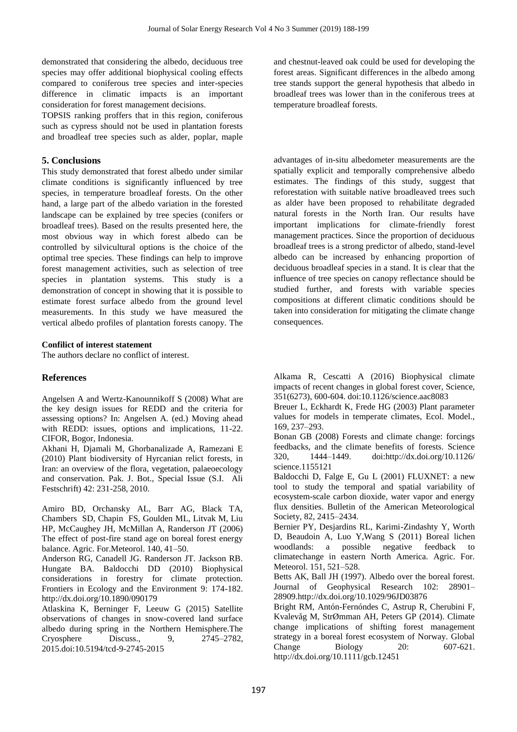demonstrated that considering the albedo, deciduous tree species may offer additional biophysical cooling effects compared to coniferous tree species and inter-species difference in climatic impacts is an important consideration for forest management decisions.

TOPSIS ranking proffers that in this region, coniferous such as cypress should not be used in plantation forests and broadleaf tree species such as alder, poplar, maple and chestnut-leaved oak could be used for developing the forest areas. Significant differences in the albedo among tree stands support the general hypothesis that albedo in broadleaf trees was lower than in the coniferous trees at temperature broadleaf forests.

## 5. Conclusions

This study demonstrated that forest albedo under similar climate conditions is significantly influenced by tree species, in temperature broadleaf forests. On the other hand, a large part of the albedo variation in the forested landscape can be explained by tree species (conifers or broadleaf trees). Based on the results presented here, the most obvious way in which forest albedo can be controlled by silvicultural options is the choice of the optimal tree species. These findings can help to improve forest management activities, such as selection of tree species in plantation systems. This study is a demonstration of concept in showing that it is possible to estimate forest surface albedo from the ground level measurements. In this study we have measured the vertical albedo profiles of plantation forests canopy. The advantages of in-situ albedometer measurements are the spatially explicit and temporally comprehensive albedo estimates. The findings of this study, suggest that reforestation with suitable native broadleaved trees such as alder have been proposed to rehabilitate degraded natural forests in the North Iran. Our results have important implications for climate-friendly forest management practices. Since the proportion of deciduous broadleaf trees is a strong predictor of albedo, stand-level albedo can be increased by enhancing proportion of deciduous broadleaf species in a stand. It is clear that the influence of tree species on canopy reflectance should be studied further, and forests with variable species compositions at different climatic conditions should be taken into consideration for mitigating the climate change consequences.

**Confilict of interest statement**

The authors declare no conflict of interest.

## References

Angelsen A and Wertz-Kanounnikoff S (2008) What are the key design issues for REDD and the criteria for assessing options? In: Angelsen A. (ed.) Moving ahead with REDD: issues, options and implications, 11-22. CIFOR, Bogor, Indonesia.

Akhani H, Djamali M, Ghorbanalizade A, Ramezani E (2010) Plant biodiversity of Hyrcanian relict forests, in Iran: an overview of the flora, vegetation, palaeoecology and conservation. Pak. J. Bot., Special Issue (S.I. Ali Festschrift) 42: 231-258, 2010.

Amiro BD, Orchansky AL, Barr AG, Black TA, Chambers SD, Chapin FS, Goulden ML, Litvak M, Liu HP, McCaughey JH, McMillan A, Randerson JT (2006) The effect of post-fire stand age on boreal forest energy balance. Agric. For.Meteorol. 140, 41–50.

Anderson RG, Canadell JG. Randerson JT. Jackson RB. Hungate BA. Baldocchi DD (2010) Biophysical considerations in forestry for climate protection. Frontiers in Ecology and the Environment 9: 174-182. http://dx.doi.org/10.1890/090179

Atlaskina K, Berninger F, Leeuw G (2015) Satellite observations of changes in snow-covered land surface albedo during spring in the Northern Hemisphere.The Cryosphere Discuss., 9, 2745–2782, 2015.doi:10.5194/tcd-9-2745-2015

Alkama R, Cescatti A (2016) Biophysical climate impacts of recent changes in global forest cover, Science, 351(6273), 600-604. doi:10.1126/science.aac8083

Breuer L, Eckhardt K, Frede HG (2003) Plant parameter values for models in temperate climates, Ecol. Model., 169, 237–293.

Bonan GB (2008) Forests and climate change: forcings feedbacks, and the climate benefits of forests. Science 320, 1444–1449. doi:http://dx.doi.org/10.1126/ science.1155121

Baldocchi D, Falge E, Gu L (2001) FLUXNET: a new tool to study the temporal and spatial variability of ecosystem-scale carbon dioxide, water vapor and energy flux densities. Bulletin of the American Meteorological Society, 82, 2415–2434.

Bernier PY, Desjardins RL, Karimi-Zindashty Y, Worth D, Beaudoin A, Luo Y,Wang S (2011) Boreal lichen woodlands: a possible negative feedback to climatechange in eastern North America. Agric. For. Meteorol. 151, 521–528.

Betts AK, Ball JH (1997). Albedo over the boreal forest. Journal of Geophysical Research 102: 28901–28909.http://dx.doi.org/10.1029/96JD03876

Bright RM, Antón-Fernóndes C, Astrup R, Cherubini F, Kvalevåg M, StrØmman AH, Peters GP (2014). Climate change implications of shifting forest management strategy in a boreal forest ecosystem of Norway. Global Change Biology 20: 607-621. http://dx.doi.org/10.1111/gcb.12451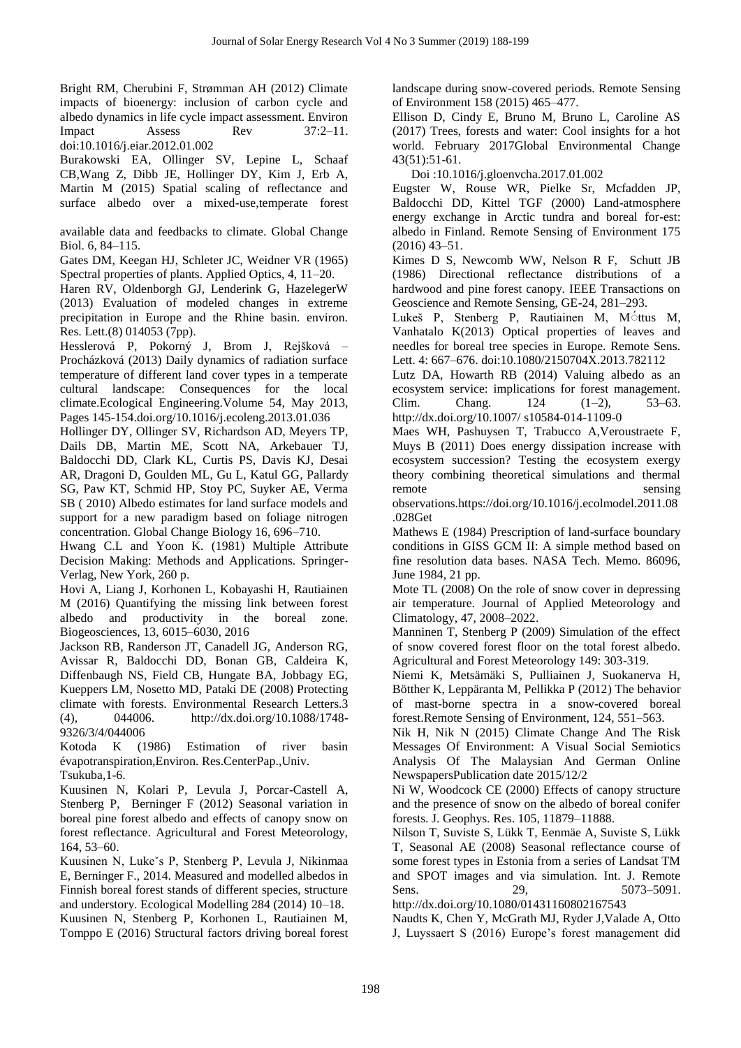Bright RM, Cherubini F, Strømman AH (2012) Climate impacts of bioenergy: inclusion of carbon cycle and albedo dynamics in life cycle impact assessment. Environ Impact Assess Rev 37:2–11. doi:10.1016/j.eiar.2012.01.002

Burakowski EA, Ollinger SV, Lepine L, Schaaf CB,Wang Z, Dibb JE, Hollinger DY, Kim J, Erb A, Martin M (2015) Spatial scaling of reflectance and surface albedo over a mixed-use,temperate forest

available data and feedbacks to climate. Global Change Biol. 6, 84–115.

Gates DM, Keegan HJ, Schleter JC, Weidner VR (1965) Spectral properties of plants. Applied Optics, 4, 11–20.

Haren RV, Oldenborgh GJ, Lenderink G, HazelegerW (2013) Evaluation of modeled changes in extreme precipitation in Europe and the Rhine basin. environ. Res. Lett.(8) 014053 (7pp).

Hesslerová P, Pokorný J, Brom J, Rejšková – Procházková (2013) Daily dynamics of radiation surface temperature of different land cover types in a temperate cultural landscape: Consequences for the local climate.Ecological Engineering.Volume 54, May 2013, Pages 145-154.doi.org/10.1016/j.ecoleng.2013.01.036

Hollinger DY, Ollinger SV, Richardson AD, Meyers TP, Dails DB, Martin ME, Scott NA, Arkebauer TJ, Baldocchi DD, Clark KL, Curtis PS, Davis KJ, Desai AR, Dragoni D, Goulden ML, Gu L, Katul GG, Pallardy SG, Paw KT, Schmid HP, Stoy PC, Suyker AE, Verma SB ( 2010) Albedo estimates for land surface models and support for a new paradigm based on foliage nitrogen concentration. Global Change Biology 16, 696–710.

Hwang C.L and Yoon K. (1981) Multiple Attribute Decision Making: Methods and Applications. Springer-Verlag, New York, 260 p.

Hovi A, Liang J, Korhonen L, Kobayashi H, Rautiainen M (2016) Quantifying the missing link between forest albedo and productivity in the boreal zone. Biogeosciences, 13, 6015–6030, 2016

Jackson RB, Randerson JT, Canadell JG, Anderson RG, Avissar R, Baldocchi DD, Bonan GB, Caldeira K, Diffenbaugh NS, Field CB, Hungate BA, Jobbagy EG, Kueppers LM, Nosetto MD, Pataki DE (2008) Protecting climate with forests. Environmental Research Letters.3 (4), 044006. http://dx.doi.org/10.1088/1748-9326/3/4/044006

Kotoda K (1986) Estimation of river basin évapotranspiration,Environ. Res.CenterPap.,Univ. Tsukuba,1-6.

Kuusinen N, Kolari P, Levula J, Porcar-Castell A, Stenberg P, Berninger F (2012) Seasonal variation in boreal pine forest albedo and effects of canopy snow on forest reflectance. Agricultural and Forest Meteorology, 164, 53–60.

Kuusinen N, Lukeˇs P, Stenberg P, Levula J, Nikinmaa E, Berninger F., 2014. Measured and modelled albedos in Finnish boreal forest stands of different species, structure and understory. Ecological Modelling 284 (2014) 10–18.

Kuusinen N, Stenberg P, Korhonen L, Rautiainen M, Tomppo E (2016) Structural factors driving boreal forest landscape during snow-covered periods. Remote Sensing of Environment 158 (2015) 465–477.

Ellison D, Cindy E, Bruno M, Bruno L, Caroline AS (2017) Trees, forests and water: Cool insights for a hot world. February 2017Global Environmental Change 43(51):51-61.

Doi :10.1016/j.gloenvcha.2017.01.002

Eugster W, Rouse WR, Pielke Sr, Mcfadden JP, Baldocchi DD, Kittel TGF (2000) Land-atmosphere energy exchange in Arctic tundra and boreal for-est: albedo in Finland. Remote Sensing of Environment 175 (2016) 43–51.

Kimes D S, Newcomb WW, Nelson R F, Schutt JB (1986) Directional reflectance distributions of a hardwood and pine forest canopy. IEEE Transactions on Geoscience and Remote Sensing, GE-24, 281–293.

Lukeš P, Stenberg P, Rautiainen M, Mόttus M, Vanhatalo K(2013) Optical properties of leaves and needles for boreal tree species in Europe. Remote Sens. Lett. 4: 667–676. doi:10.1080/2150704X.2013.782112

Lutz DA, Howarth RB (2014) Valuing albedo as an ecosystem service: implications for forest management. Clim. Chang. 124 (1–2), 53–63. http://dx.doi.org/10.1007/ s10584-014-1109-0

Maes WH, Pashuysen T, Trabucco A,Veroustraete F, Muys B (2011) Does energy dissipation increase with ecosystem succession? Testing the ecosystem exergy theory combining theoretical simulations and thermal remote sensing observations.https://doi.org/10.1016/j.ecolmodel.2011.08.028Get

Mathews E (1984) Prescription of land-surface boundary conditions in GISS GCM II: A simple method based on fine resolution data bases. NASA Tech. Memo. 86096, June 1984, 21 pp.

Mote TL (2008) On the role of snow cover in depressing air temperature. Journal of Applied Meteorology and Climatology, 47, 2008–2022.

Manninen T, Stenberg P (2009) Simulation of the effect of snow covered forest floor on the total forest albedo. Agricultural and Forest Meteorology 149: 303-319.

Niemi K, Metsämäki S, Pulliainen J, Suokanerva H, Bötther K, Leppäranta M, Pellikka P (2012) The behavior of mast-borne spectra in a snow-covered boreal forest.Remote Sensing of Environment, 124, 551–563.

Nik H, Nik N (2015) Climate Change And The Risk Messages Of Environment: A Visual Social Semiotics Analysis Of The Malaysian And German Online NewspapersPublication date 2015/12/2

Ni W, Woodcock CE (2000) Effects of canopy structure and the presence of snow on the albedo of boreal conifer forests. J. Geophys. Res. 105, 11879–11888.

Nilson T, Suviste S, Lükk T, Eenmäe A, Suviste S, Lükk T, Seasonal AE (2008) Seasonal reflectance course of some forest types in Estonia from a series of Landsat TM and SPOT images and via simulation. Int. J. Remote Sens. 29, 5073–5091. http://dx.doi.org/10.1080/01431160802167543

Naudts K, Chen Y, McGrath MJ, Ryder J,Valade A, Otto J, Luyssaert S (2016) Europe's forest management did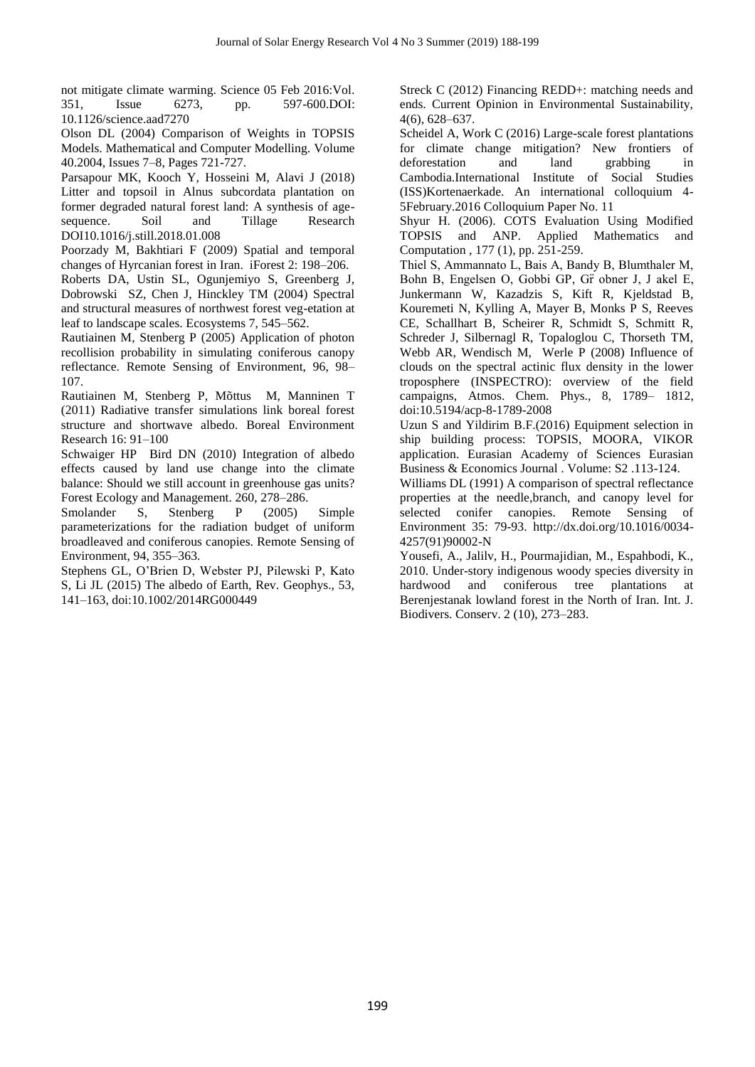not mitigate climate warming. Science 05 Feb 2016:Vol. 351, Issue 6273, pp. 597-600.DOI: 10.1126/science.aad7270

Olson DL (2004) Comparison of Weights in TOPSIS Models. Mathematical and Computer Modelling. Volume 40.2004, Issues 7–8, Pages 721-727.

Parsapour MK, Kooch Y, Hosseini M, Alavi J (2018) Litter and topsoil in Alnus subcordata plantation on former degraded natural forest land: A synthesis of age-sequence. Soil and Tillage Research DOI10.1016/j.still.2018.01.008

Poorzady M, Bakhtiari F (2009) Spatial and temporal changes of Hyrcanian forest in Iran. iForest 2: 198–206.

Roberts DA, Ustin SL, Ogunjemiyo S, Greenberg J, Dobrowski SZ, Chen J, Hinckley TM (2004) Spectral and structural measures of northwest forest veg-etation at leaf to landscape scales. Ecosystems 7, 545–562.

Rautiainen M, Stenberg P (2005) Application of photon recollision probability in simulating coniferous canopy reflectance. Remote Sensing of Environment, 96, 98–107.

Rautiainen M, Stenberg P, Mõttus M, Manninen T (2011) Radiative transfer simulations link boreal forest structure and shortwave albedo. Boreal Environment Research 16: 91–100

Schwaiger HP Bird DN (2010) Integration of albedo effects caused by land use change into the climate balance: Should we still account in greenhouse gas units? Forest Ecology and Management. 260, 278–286.

Smolander S, Stenberg P (2005) Simple parameterizations for the radiation budget of uniform broadleaved and coniferous canopies. Remote Sensing of Environment, 94, 355–363.

Stephens GL, O'Brien D, Webster PJ, Pilewski P, Kato S, Li JL (2015) The albedo of Earth, Rev. Geophys., 53, 141–163, doi:10.1002/2014RG000449

Streck C (2012) Financing REDD+: matching needs and ends. Current Opinion in Environmental Sustainability, 4(6), 628–637.

Scheidel A, Work C (2016) Large-scale forest plantations for climate change mitigation? New frontiers of deforestation and land grabbing in Cambodia.International Institute of Social Studies (ISS)Kortenaerkade. An international colloquium 4-5February.2016 Colloquium Paper No. 11

Shyur H. (2006). COTS Evaluation Using Modified TOPSIS and ANP. Applied Mathematics and Computation , 177 (1), pp. 251-259.

Thiel S, Ammannato L, Bais A, Bandy B, Blumthaler M, Bohn B, Engelsen O, Gobbi GP, Gröbner J, J akel E, Junkermann W, Kazadzis S, Kift R, Kjeldstad B, Kouremeti N, Kylling A, Mayer B, Monks P S, Reeves CE, Schallhart B, Scheirer R, Schmidt S, Schmitt R, Schreder J, Silbernagl R, Topaloglou C, Thorseth TM, Webb AR, Wendisch M, Werle P (2008) Influence of clouds on the spectral actinic flux density in the lower troposphere (INSPECTRO): overview of the field campaigns, Atmos. Chem. Phys., 8, 1789– 1812, doi:10.5194/acp-8-1789-2008

Uzun S and Yildirim B.F.(2016) Equipment selection in ship building process: TOPSIS, MOORA, VIKOR application. Eurasian Academy of Sciences Eurasian Business & Economics Journal . Volume: S2 .113-124.

Williams DL (1991) A comparison of spectral reflectance properties at the needle,branch, and canopy level for selected conifer canopies. Remote Sensing of Environment 35: 79-93. http://dx.doi.org/10.1016/0034-4257(91)90002-N

Yousefi, A., Jalilv, H., Pourmajidian, M., Espahbodi, K., 2010. Under-story indigenous woody species diversity in hardwood and coniferous tree plantations at Berenjestanak lowland forest in the North of Iran. Int. J. Biodivers. Conserv. 2 (10), 273–283.